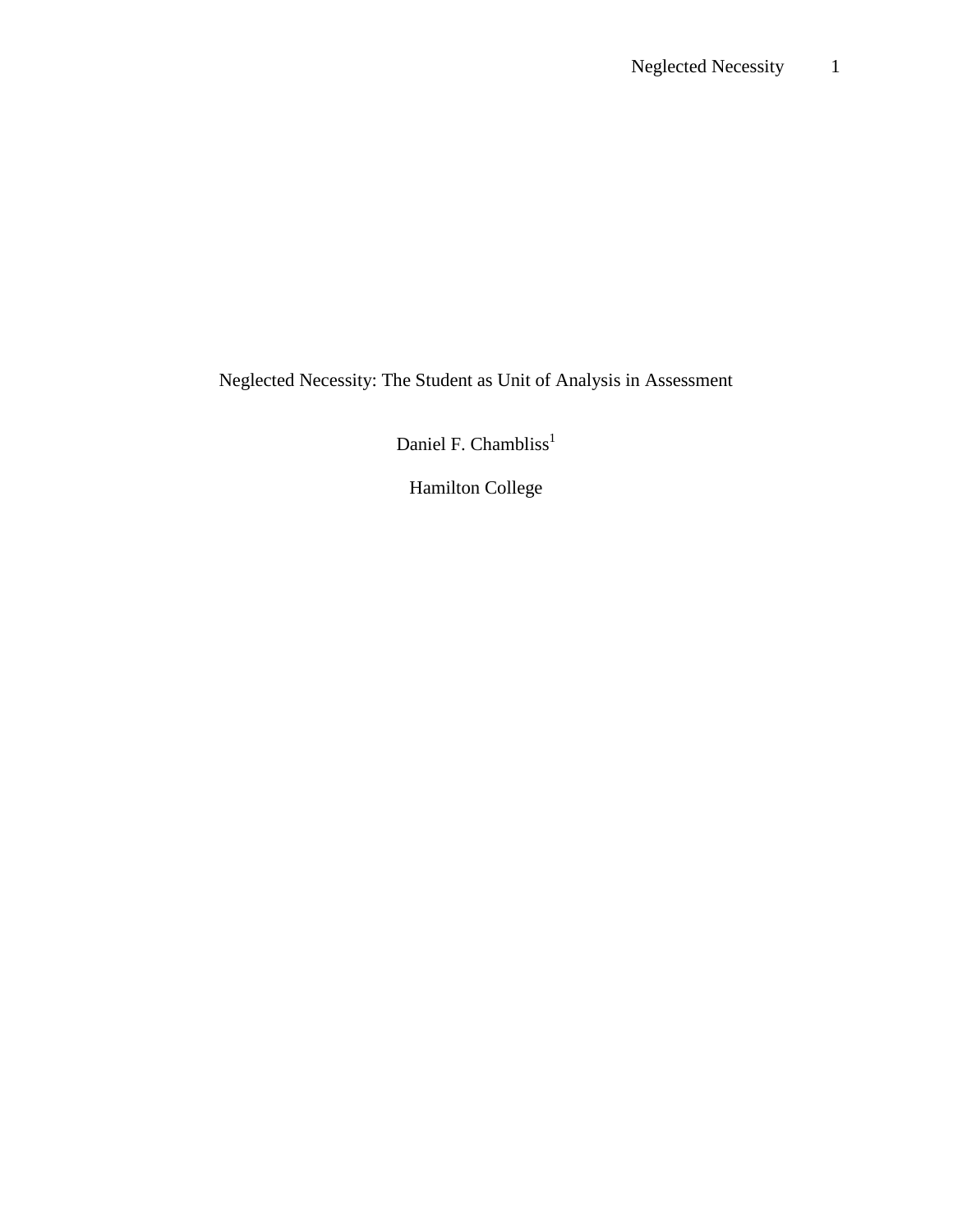# Neglected Necessity: The Student as Unit of Analysis in Assessment

Daniel F. Chambliss[1]

Hamilton College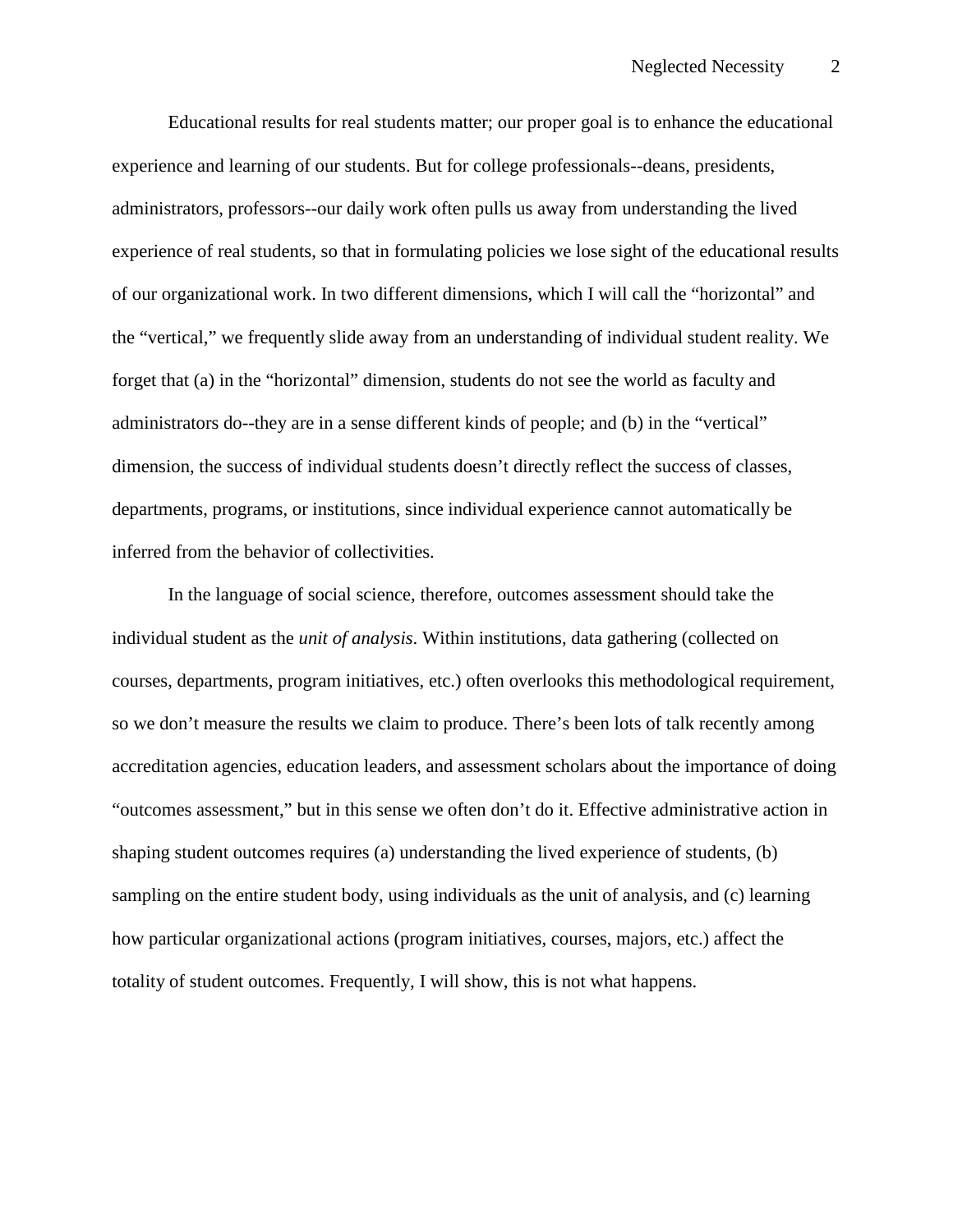Educational results for real students matter; our proper goal is to enhance the educational experience and learning of our students. But for college professionals--deans, presidents, administrators, professors--our daily work often pulls us away from understanding the lived experience of real students, so that in formulating policies we lose sight of the educational results of our organizational work. In two different dimensions, which I will call the "horizontal" and the "vertical," we frequently slide away from an understanding of individual student reality. We forget that (a) in the "horizontal" dimension, students do not see the world as faculty and administrators do--they are in a sense different kinds of people; and (b) in the "vertical" dimension, the success of individual students doesn't directly reflect the success of classes, departments, programs, or institutions, since individual experience cannot automatically be inferred from the behavior of collectivities.

In the language of social science, therefore, outcomes assessment should take the individual student as the *unit of analysis*. Within institutions, data gathering (collected on courses, departments, program initiatives, etc.) often overlooks this methodological requirement, so we don't measure the results we claim to produce. There's been lots of talk recently among accreditation agencies, education leaders, and assessment scholars about the importance of doing "outcomes assessment," but in this sense we often don't do it. Effective administrative action in shaping student outcomes requires (a) understanding the lived experience of students, (b) sampling on the entire student body, using individuals as the unit of analysis, and (c) learning how particular organizational actions (program initiatives, courses, majors, etc.) affect the totality of student outcomes. Frequently, I will show, this is not what happens.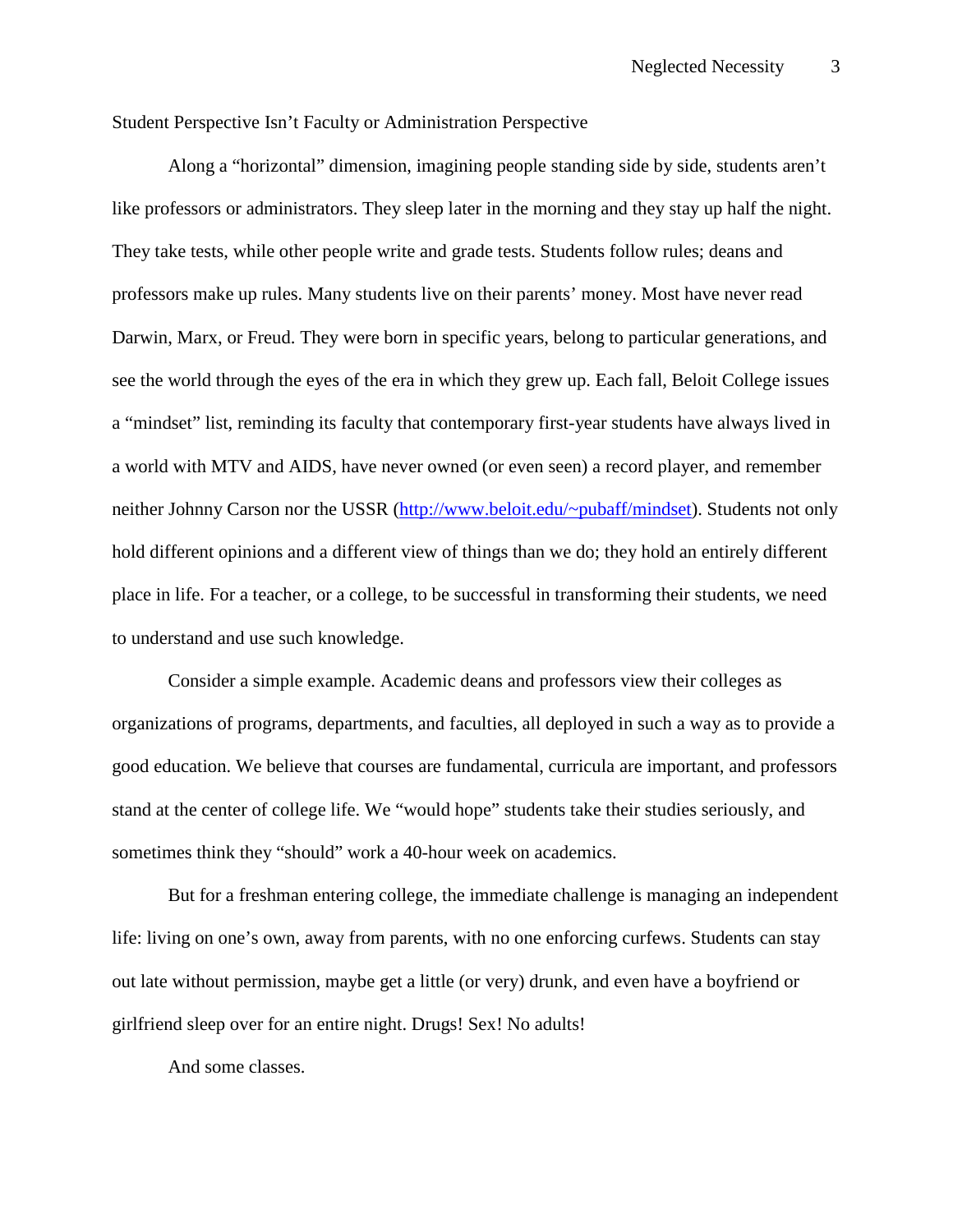## Student Perspective Isn't Faculty or Administration Perspective

Along a "horizontal" dimension, imagining people standing side by side, students aren't like professors or administrators. They sleep later in the morning and they stay up half the night. They take tests, while other people write and grade tests. Students follow rules; deans and professors make up rules. Many students live on their parents' money. Most have never read Darwin, Marx, or Freud. They were born in specific years, belong to particular generations, and see the world through the eyes of the era in which they grew up. Each fall, Beloit College issues a "mindset" list, reminding its faculty that contemporary first-year students have always lived in a world with MTV and AIDS, have never owned (or even seen) a record player, and remember neither Johnny Carson nor the USSR ([http://www.beloit.edu/~pubaff/mindset](http://www.beloit.edu/~pubaff/mindset)). Students not only hold different opinions and a different view of things than we do; they hold an entirely different place in life. For a teacher, or a college, to be successful in transforming their students, we need to understand and use such knowledge.

Consider a simple example. Academic deans and professors view their colleges as organizations of programs, departments, and faculties, all deployed in such a way as to provide a good education. We believe that courses are fundamental, curricula are important, and professors stand at the center of college life. We "would hope" students take their studies seriously, and sometimes think they "should" work a 40-hour week on academics.

But for a freshman entering college, the immediate challenge is managing an independent life: living on one's own, away from parents, with no one enforcing curfews. Students can stay out late without permission, maybe get a little (or very) drunk, and even have a boyfriend or girlfriend sleep over for an entire night. Drugs! Sex! No adults!

And some classes.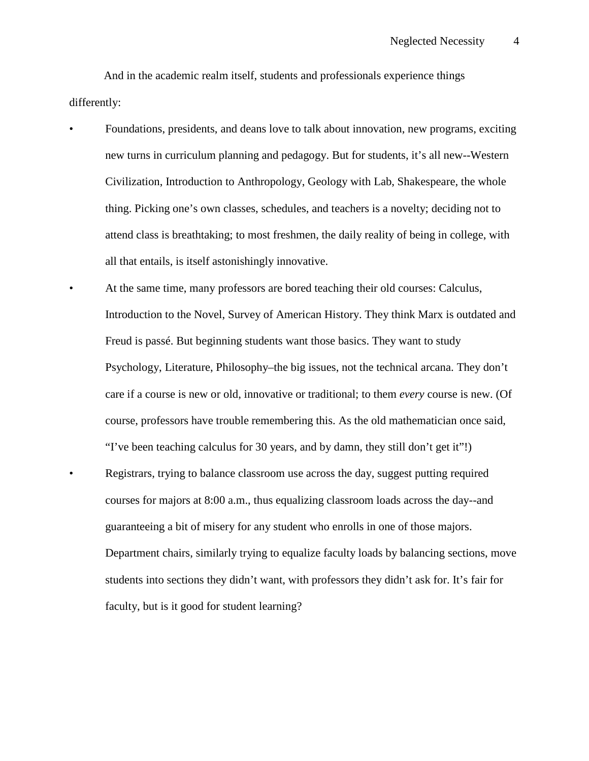And in the academic realm itself, students and professionals experience things differently:

- Foundations, presidents, and deans love to talk about innovation, new programs, exciting new turns in curriculum planning and pedagogy. But for students, it's all new--Western Civilization, Introduction to Anthropology, Geology with Lab, Shakespeare, the whole thing. Picking one's own classes, schedules, and teachers is a novelty; deciding not to attend class is breathtaking; to most freshmen, the daily reality of being in college, with all that entails, is itself astonishingly innovative.
- At the same time, many professors are bored teaching their old courses: Calculus, Introduction to the Novel, Survey of American History. They think Marx is outdated and Freud is passé. But beginning students want those basics. They want to study Psychology, Literature, Philosophy–the big issues, not the technical arcana. They don't care if a course is new or old, innovative or traditional; to them *every* course is new. (Of course, professors have trouble remembering this. As the old mathematician once said, "I've been teaching calculus for 30 years, and by damn, they still don't get it"!)
- Registrars, trying to balance classroom use across the day, suggest putting required courses for majors at 8:00 a.m., thus equalizing classroom loads across the day--and guaranteeing a bit of misery for any student who enrolls in one of those majors. Department chairs, similarly trying to equalize faculty loads by balancing sections, move students into sections they didn't want, with professors they didn't ask for. It's fair for faculty, but is it good for student learning?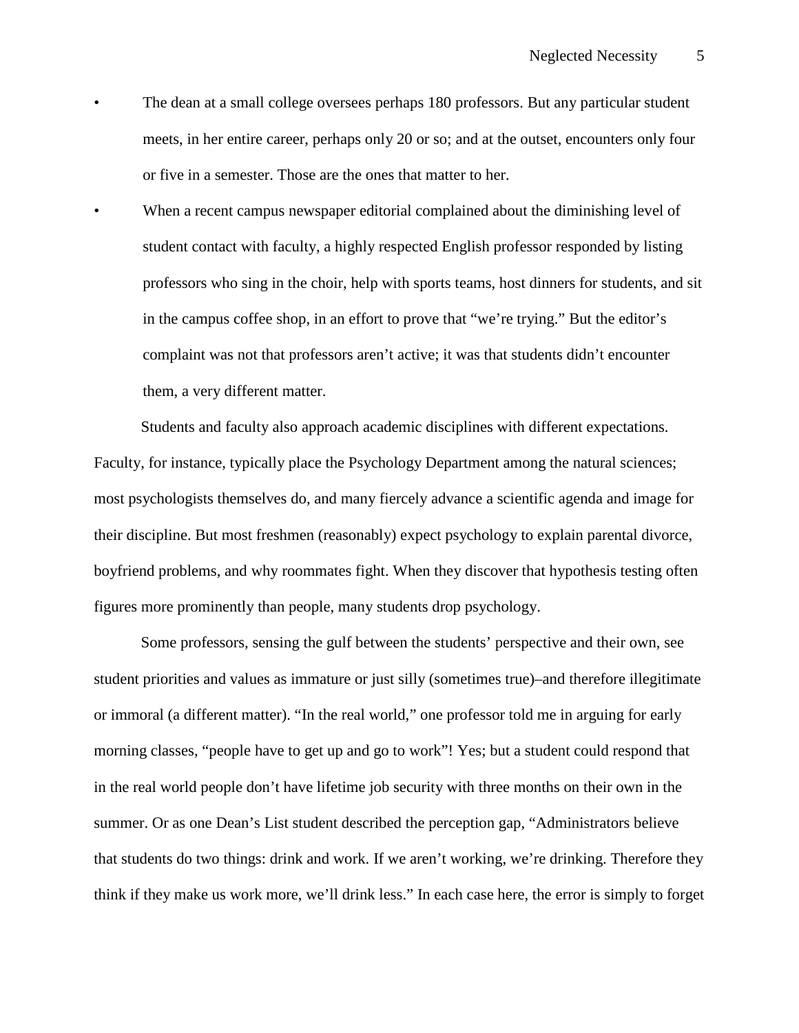- The dean at a small college oversees perhaps 180 professors. But any particular student meets, in her entire career, perhaps only 20 or so; and at the outset, encounters only four or five in a semester. Those are the ones that matter to her.
- When a recent campus newspaper editorial complained about the diminishing level of student contact with faculty, a highly respected English professor responded by listing professors who sing in the choir, help with sports teams, host dinners for students, and sit in the campus coffee shop, in an effort to prove that "we're trying." But the editor's complaint was not that professors aren't active; it was that students didn't encounter them, a very different matter.

Students and faculty also approach academic disciplines with different expectations. Faculty, for instance, typically place the Psychology Department among the natural sciences; most psychologists themselves do, and many fiercely advance a scientific agenda and image for their discipline. But most freshmen (reasonably) expect psychology to explain parental divorce, boyfriend problems, and why roommates fight. When they discover that hypothesis testing often figures more prominently than people, many students drop psychology.

Some professors, sensing the gulf between the students' perspective and their own, see student priorities and values as immature or just silly (sometimes true)–and therefore illegitimate or immoral (a different matter). "In the real world," one professor told me in arguing for early morning classes, "people have to get up and go to work"! Yes; but a student could respond that in the real world people don't have lifetime job security with three months on their own in the summer. Or as one Dean's List student described the perception gap, "Administrators believe that students do two things: drink and work. If we aren't working, we're drinking. Therefore they think if they make us work more, we'll drink less." In each case here, the error is simply to forget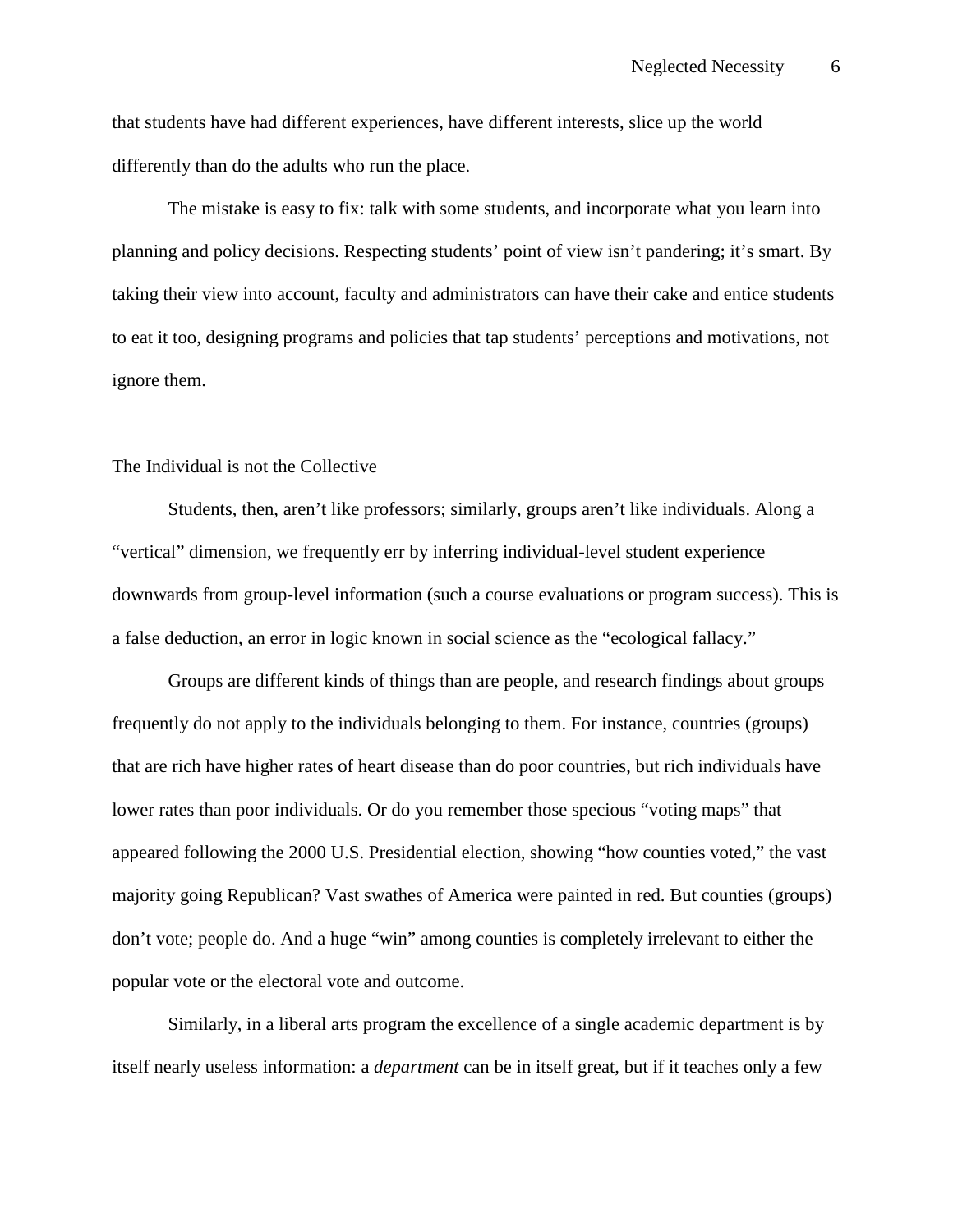that students have had different experiences, have different interests, slice up the world differently than do the adults who run the place.

The mistake is easy to fix: talk with some students, and incorporate what you learn into planning and policy decisions. Respecting students' point of view isn't pandering; it's smart. By taking their view into account, faculty and administrators can have their cake and entice students to eat it too, designing programs and policies that tap students' perceptions and motivations, not ignore them.

## The Individual is not the Collective

Students, then, aren't like professors; similarly, groups aren't like individuals. Along a "vertical" dimension, we frequently err by inferring individual-level student experience downwards from group-level information (such a course evaluations or program success). This is a false deduction, an error in logic known in social science as the "ecological fallacy."

Groups are different kinds of things than are people, and research findings about groups frequently do not apply to the individuals belonging to them. For instance, countries (groups) that are rich have higher rates of heart disease than do poor countries, but rich individuals have lower rates than poor individuals. Or do you remember those specious "voting maps" that appeared following the 2000 U.S. Presidential election, showing "how counties voted," the vast majority going Republican? Vast swathes of America were painted in red. But counties (groups) don't vote; people do. And a huge "win" among counties is completely irrelevant to either the popular vote or the electoral vote and outcome.

Similarly, in a liberal arts program the excellence of a single academic department is by itself nearly useless information: a *department* can be in itself great, but if it teaches only a few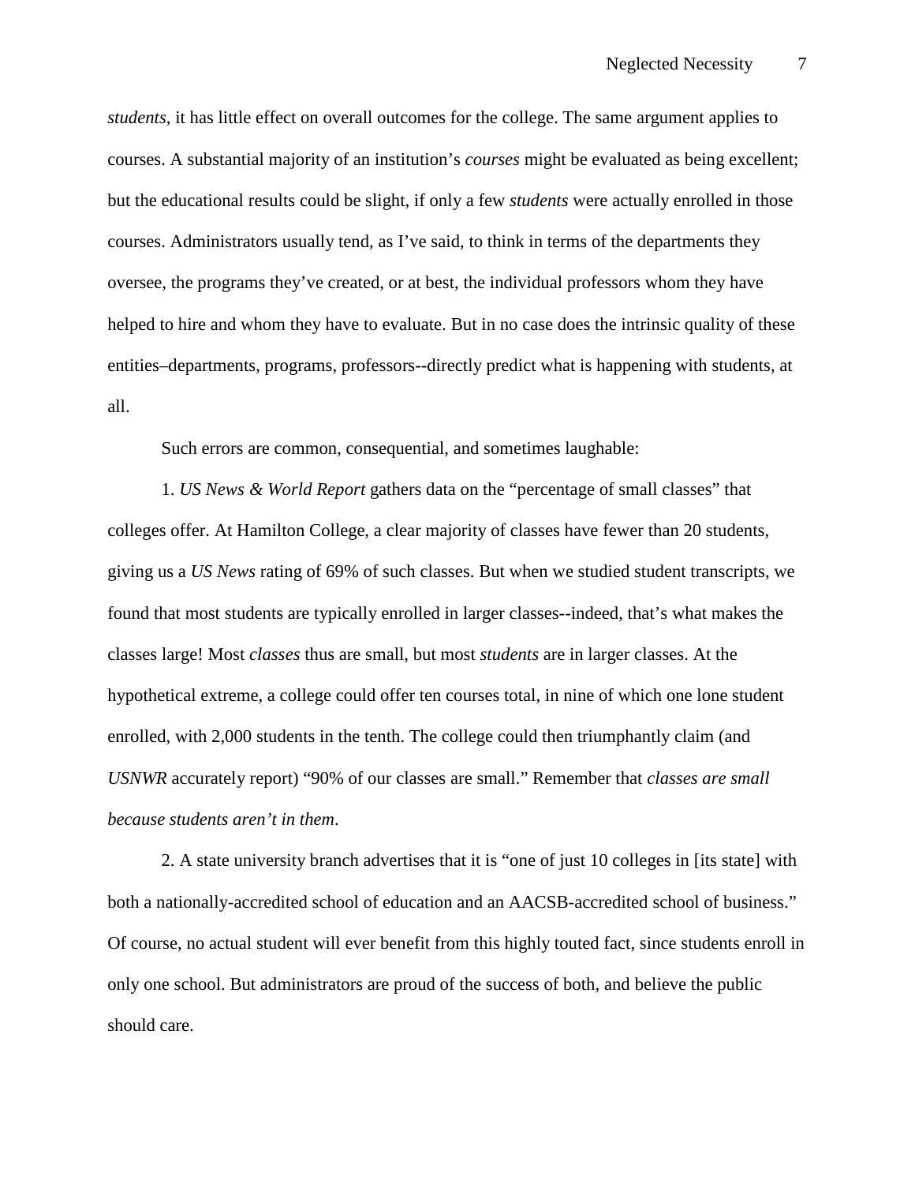*students*, it has little effect on overall outcomes for the college. The same argument applies to courses. A substantial majority of an institution's *courses* might be evaluated as being excellent; but the educational results could be slight, if only a few *students* were actually enrolled in those courses. Administrators usually tend, as I've said, to think in terms of the departments they oversee, the programs they've created, or at best, the individual professors whom they have helped to hire and whom they have to evaluate. But in no case does the intrinsic quality of these entities–departments, programs, professors--directly predict what is happening with students, at all.

Such errors are common, consequential, and sometimes laughable:

1. *US News & World Report* gathers data on the "percentage of small classes" that colleges offer. At Hamilton College, a clear majority of classes have fewer than 20 students, giving us a *US News* rating of 69% of such classes. But when we studied student transcripts, we found that most students are typically enrolled in larger classes--indeed, that's what makes the classes large! Most *classes* thus are small, but most *students* are in larger classes. At the hypothetical extreme, a college could offer ten courses total, in nine of which one lone student enrolled, with 2,000 students in the tenth. The college could then triumphantly claim (and *USNWR* accurately report) "90% of our classes are small." Remember that *classes are small because students aren't in them*.

2. A state university branch advertises that it is "one of just 10 colleges in [its state] with both a nationally-accredited school of education and an AACSB-accredited school of business." Of course, no actual student will ever benefit from this highly touted fact, since students enroll in only one school. But administrators are proud of the success of both, and believe the public should care.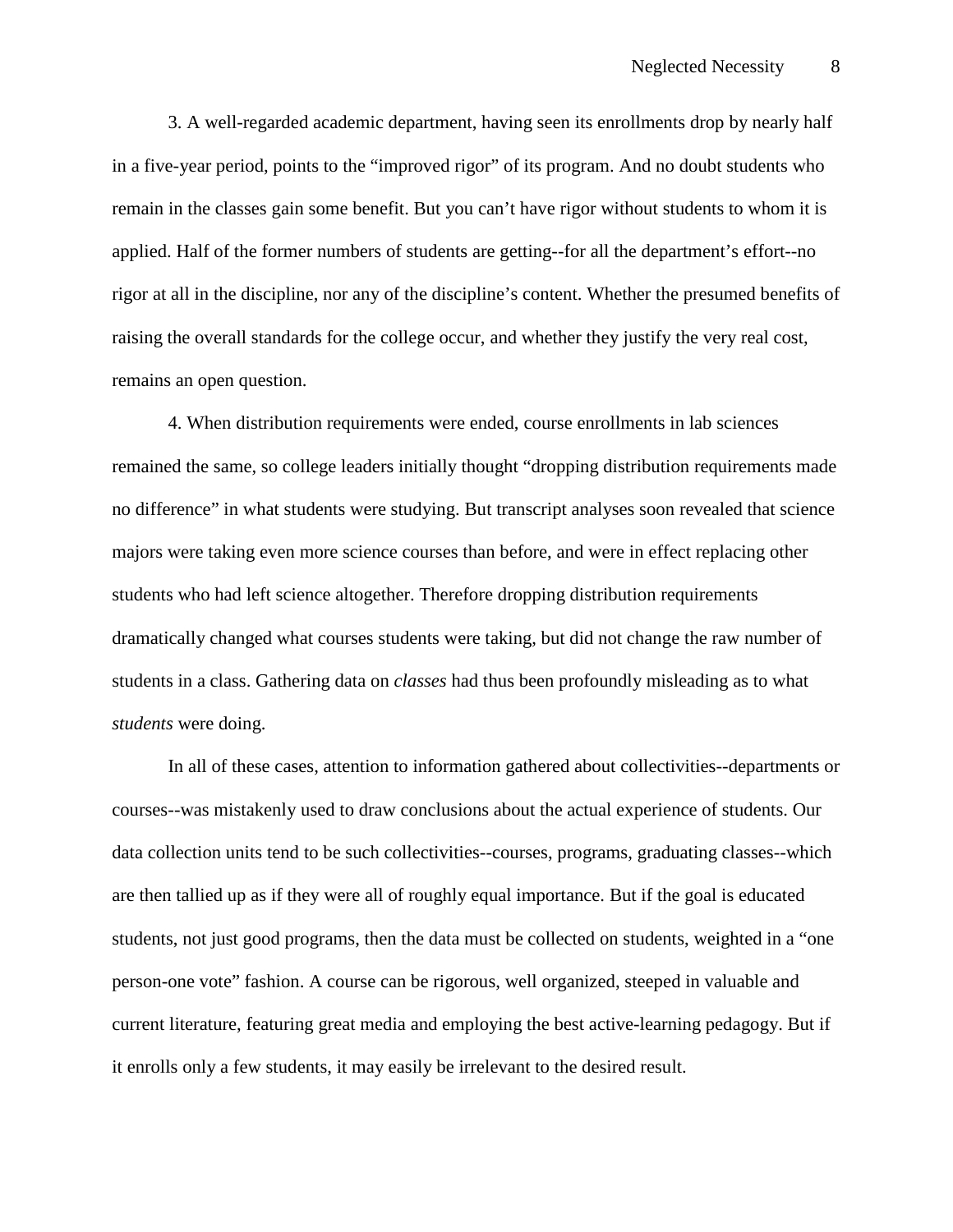3. A well-regarded academic department, having seen its enrollments drop by nearly half in a five-year period, points to the “improved rigor” of its program. And no doubt students who remain in the classes gain some benefit. But you can’t have rigor without students to whom it is applied. Half of the former numbers of students are getting--for all the department’s effort--no rigor at all in the discipline, nor any of the discipline’s content. Whether the presumed benefits of raising the overall standards for the college occur, and whether they justify the very real cost, remains an open question.

4. When distribution requirements were ended, course enrollments in lab sciences remained the same, so college leaders initially thought “dropping distribution requirements made no difference” in what students were studying. But transcript analyses soon revealed that science majors were taking even more science courses than before, and were in effect replacing other students who had left science altogether. Therefore dropping distribution requirements dramatically changed what courses students were taking, but did not change the raw number of students in a class. Gathering data on *classes* had thus been profoundly misleading as to what *students* were doing.

In all of these cases, attention to information gathered about collectivities--departments or courses--was mistakenly used to draw conclusions about the actual experience of students. Our data collection units tend to be such collectivities--courses, programs, graduating classes--which are then tallied up as if they were all of roughly equal importance. But if the goal is educated students, not just good programs, then the data must be collected on students, weighted in a “one person-one vote” fashion. A course can be rigorous, well organized, steeped in valuable and current literature, featuring great media and employing the best active-learning pedagogy. But if it enrolls only a few students, it may easily be irrelevant to the desired result.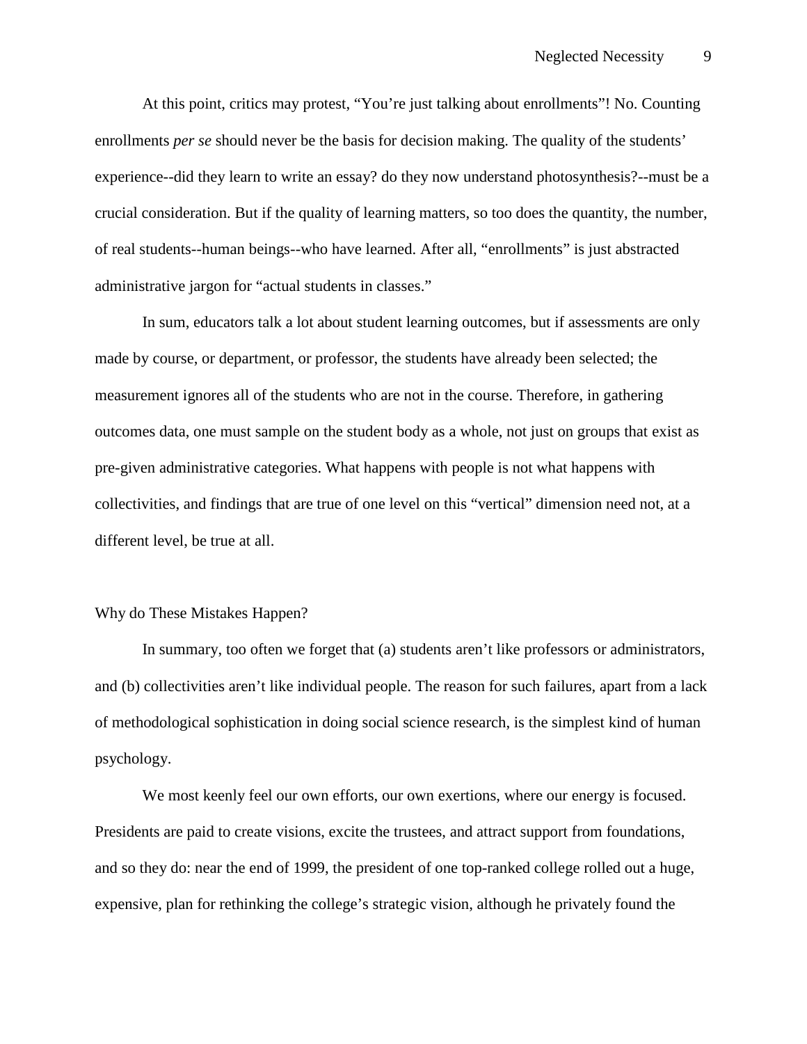At this point, critics may protest, “You’re just talking about enrollments”! No. Counting enrollments *per se* should never be the basis for decision making. The quality of the students’ experience--did they learn to write an essay? do they now understand photosynthesis?--must be a crucial consideration. But if the quality of learning matters, so too does the quantity, the number, of real students--human beings--who have learned. After all, “enrollments” is just abstracted administrative jargon for “actual students in classes.”

In sum, educators talk a lot about student learning outcomes, but if assessments are only made by course, or department, or professor, the students have already been selected; the measurement ignores all of the students who are not in the course. Therefore, in gathering outcomes data, one must sample on the student body as a whole, not just on groups that exist as pre-given administrative categories. What happens with people is not what happens with collectivities, and findings that are true of one level on this “vertical” dimension need not, at a different level, be true at all.

## Why do These Mistakes Happen?

In summary, too often we forget that (a) students aren’t like professors or administrators, and (b) collectivities aren’t like individual people. The reason for such failures, apart from a lack of methodological sophistication in doing social science research, is the simplest kind of human psychology.

We most keenly feel our own efforts, our own exertions, where our energy is focused. Presidents are paid to create visions, excite the trustees, and attract support from foundations, and so they do: near the end of 1999, the president of one top-ranked college rolled out a huge, expensive, plan for rethinking the college’s strategic vision, although he privately found the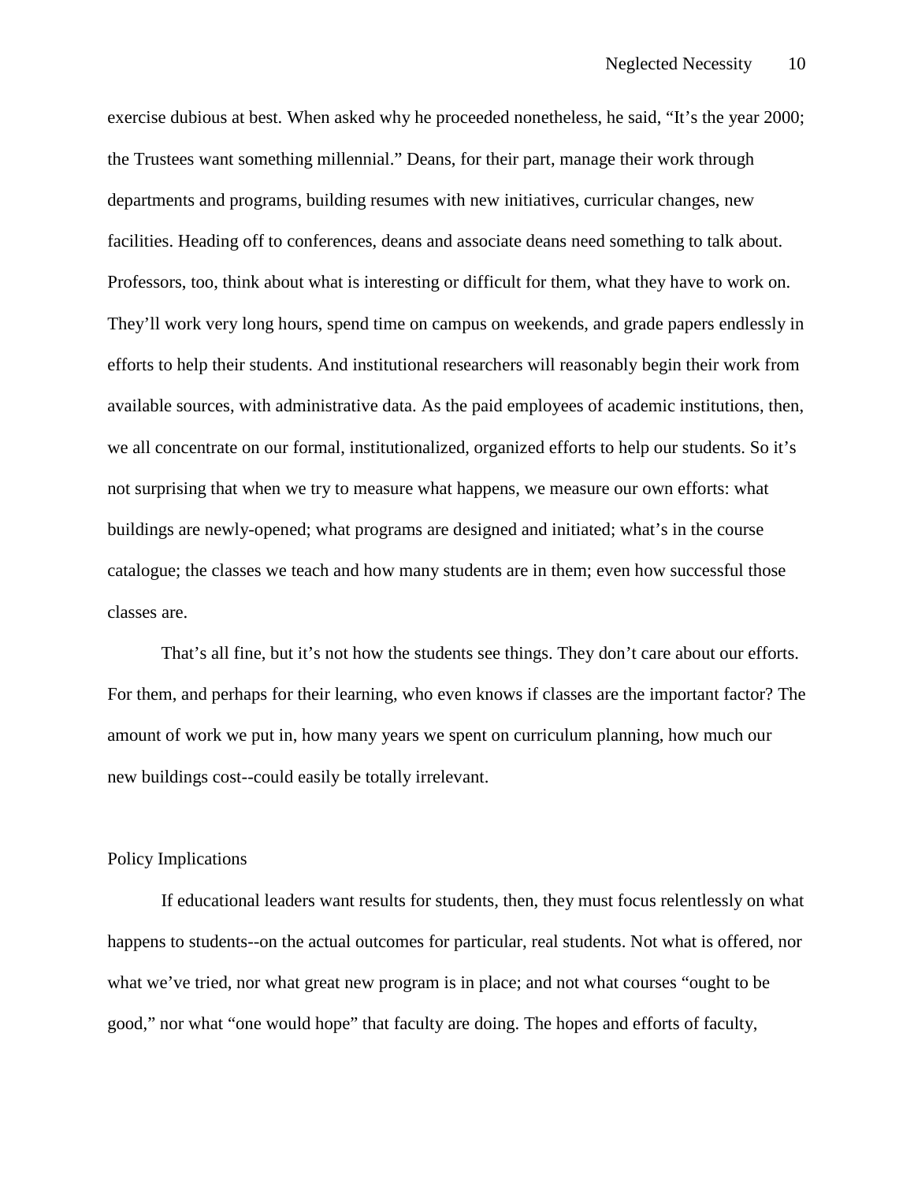exercise dubious at best. When asked why he proceeded nonetheless, he said, "It's the year 2000; the Trustees want something millennial." Deans, for their part, manage their work through departments and programs, building resumes with new initiatives, curricular changes, new facilities. Heading off to conferences, deans and associate deans need something to talk about. Professors, too, think about what is interesting or difficult for them, what they have to work on. They'll work very long hours, spend time on campus on weekends, and grade papers endlessly in efforts to help their students. And institutional researchers will reasonably begin their work from available sources, with administrative data. As the paid employees of academic institutions, then, we all concentrate on our formal, institutionalized, organized efforts to help our students. So it's not surprising that when we try to measure what happens, we measure our own efforts: what buildings are newly-opened; what programs are designed and initiated; what's in the course catalogue; the classes we teach and how many students are in them; even how successful those classes are.

That's all fine, but it's not how the students see things. They don't care about our efforts. For them, and perhaps for their learning, who even knows if classes are the important factor? The amount of work we put in, how many years we spent on curriculum planning, how much our new buildings cost--could easily be totally irrelevant.

## Policy Implications

If educational leaders want results for students, then, they must focus relentlessly on what happens to students--on the actual outcomes for particular, real students. Not what is offered, nor what we've tried, nor what great new program is in place; and not what courses "ought to be good," nor what "one would hope" that faculty are doing. The hopes and efforts of faculty,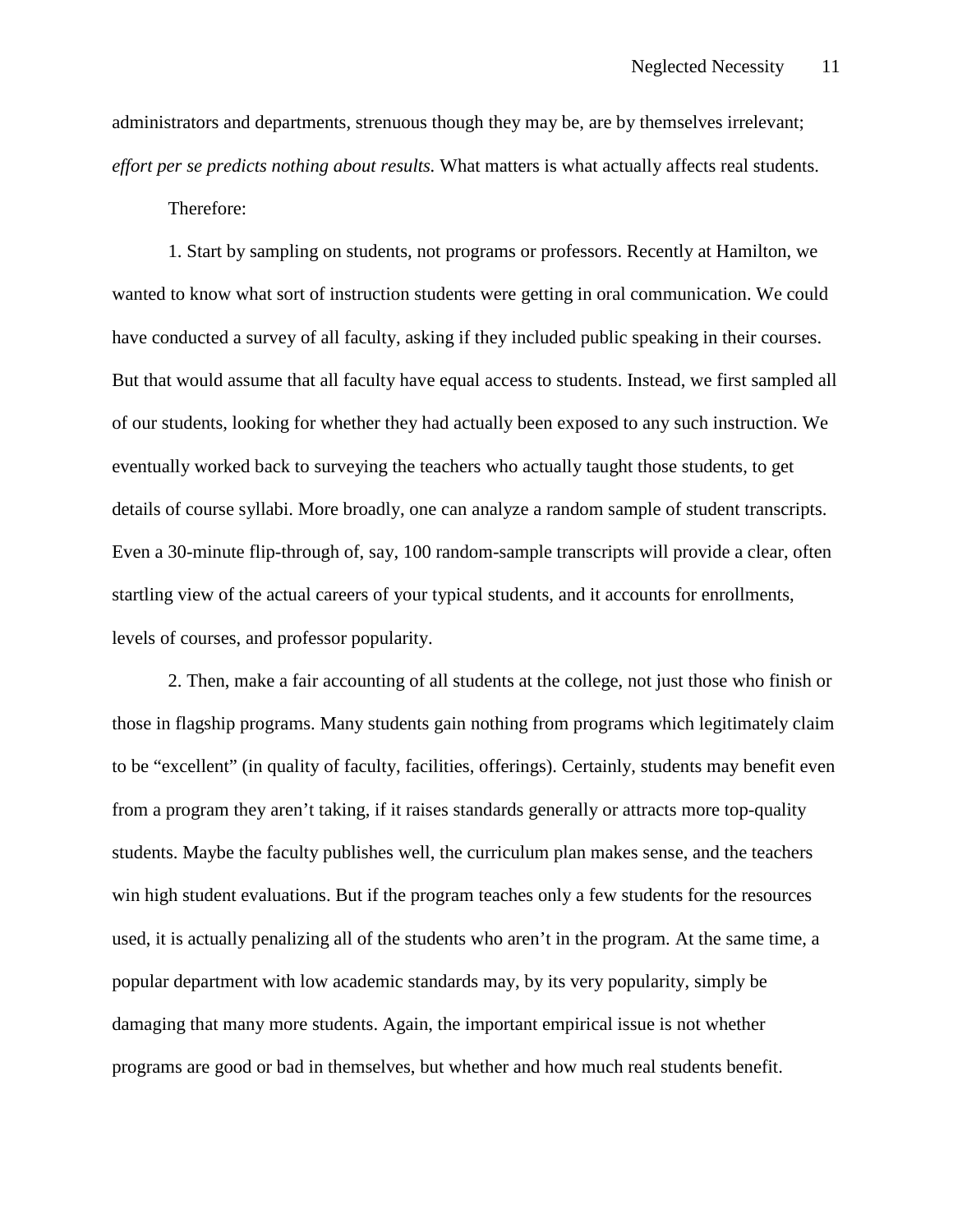administrators and departments, strenuous though they may be, are by themselves irrelevant; *effort per se predicts nothing about results.* What matters is what actually affects real students.

Therefore:

1. Start by sampling on students, not programs or professors. Recently at Hamilton, we wanted to know what sort of instruction students were getting in oral communication. We could have conducted a survey of all faculty, asking if they included public speaking in their courses. But that would assume that all faculty have equal access to students. Instead, we first sampled all of our students, looking for whether they had actually been exposed to any such instruction. We eventually worked back to surveying the teachers who actually taught those students, to get details of course syllabi. More broadly, one can analyze a random sample of student transcripts. Even a 30-minute flip-through of, say, 100 random-sample transcripts will provide a clear, often startling view of the actual careers of your typical students, and it accounts for enrollments, levels of courses, and professor popularity.

2. Then, make a fair accounting of all students at the college, not just those who finish or those in flagship programs. Many students gain nothing from programs which legitimately claim to be "excellent" (in quality of faculty, facilities, offerings). Certainly, students may benefit even from a program they aren't taking, if it raises standards generally or attracts more top-quality students. Maybe the faculty publishes well, the curriculum plan makes sense, and the teachers win high student evaluations. But if the program teaches only a few students for the resources used, it is actually penalizing all of the students who aren't in the program. At the same time, a popular department with low academic standards may, by its very popularity, simply be damaging that many more students. Again, the important empirical issue is not whether programs are good or bad in themselves, but whether and how much real students benefit.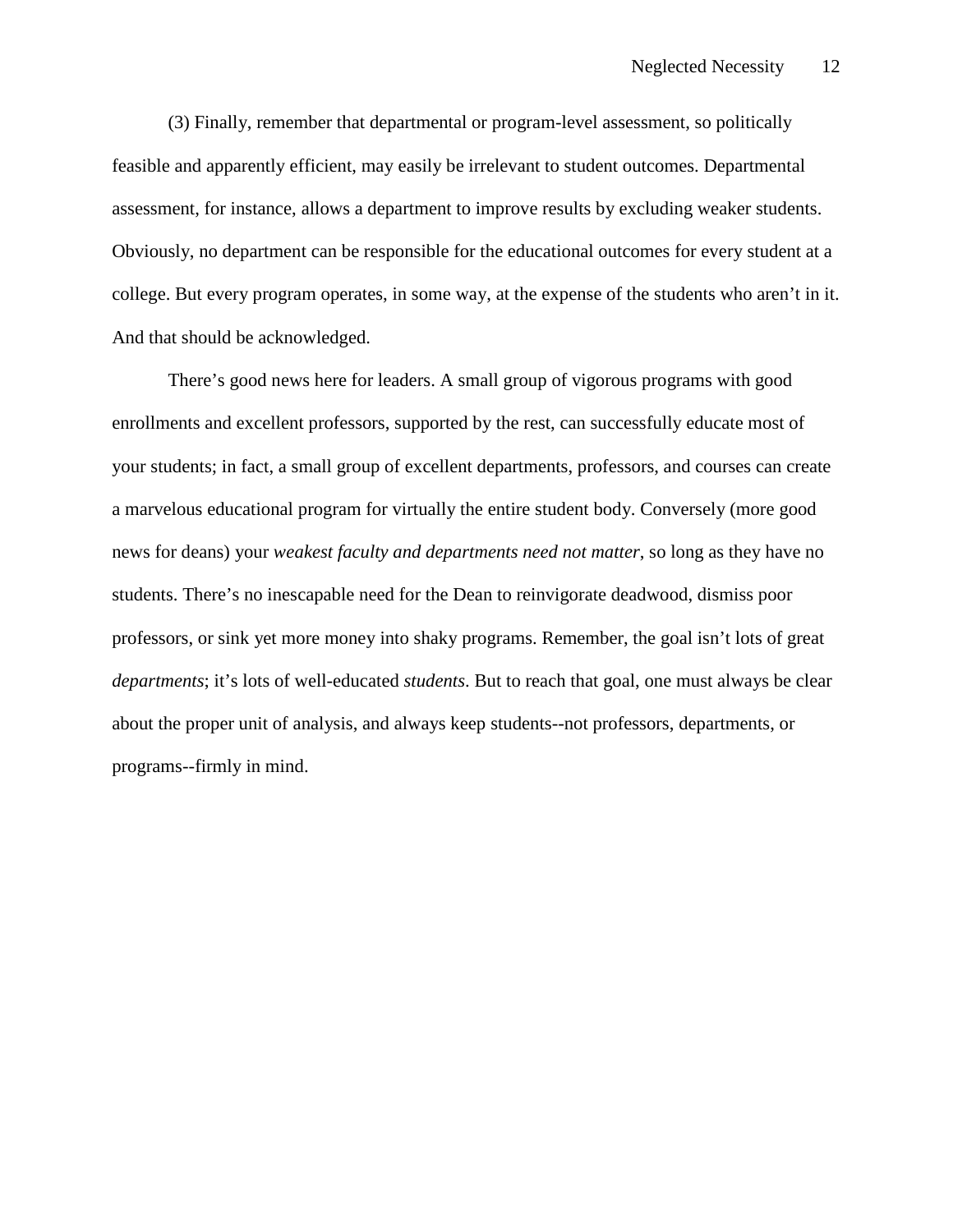(3) Finally, remember that departmental or program-level assessment, so politically feasible and apparently efficient, may easily be irrelevant to student outcomes. Departmental assessment, for instance, allows a department to improve results by excluding weaker students. Obviously, no department can be responsible for the educational outcomes for every student at a college. But every program operates, in some way, at the expense of the students who aren't in it. And that should be acknowledged.

There's good news here for leaders. A small group of vigorous programs with good enrollments and excellent professors, supported by the rest, can successfully educate most of your students; in fact, a small group of excellent departments, professors, and courses can create a marvelous educational program for virtually the entire student body. Conversely (more good news for deans) your *weakest faculty and departments need not matter*, so long as they have no students. There's no inescapable need for the Dean to reinvigorate deadwood, dismiss poor professors, or sink yet more money into shaky programs. Remember, the goal isn't lots of great *departments*; it's lots of well-educated *students*. But to reach that goal, one must always be clear about the proper unit of analysis, and always keep students--not professors, departments, or programs--firmly in mind.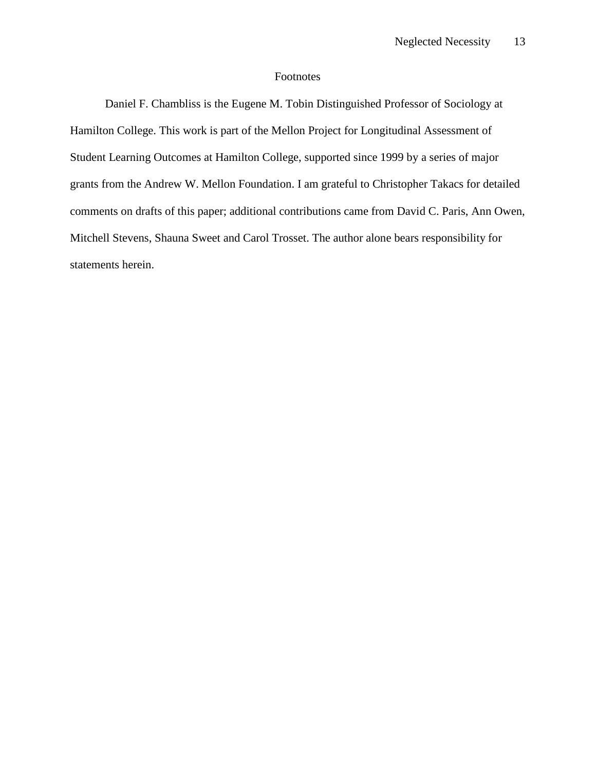# Footnotes

Daniel F. Chambliss is the Eugene M. Tobin Distinguished Professor of Sociology at Hamilton College. This work is part of the Mellon Project for Longitudinal Assessment of Student Learning Outcomes at Hamilton College, supported since 1999 by a series of major grants from the Andrew W. Mellon Foundation. I am grateful to Christopher Takacs for detailed comments on drafts of this paper; additional contributions came from David C. Paris, Ann Owen, Mitchell Stevens, Shauna Sweet and Carol Trosset. The author alone bears responsibility for statements herein.